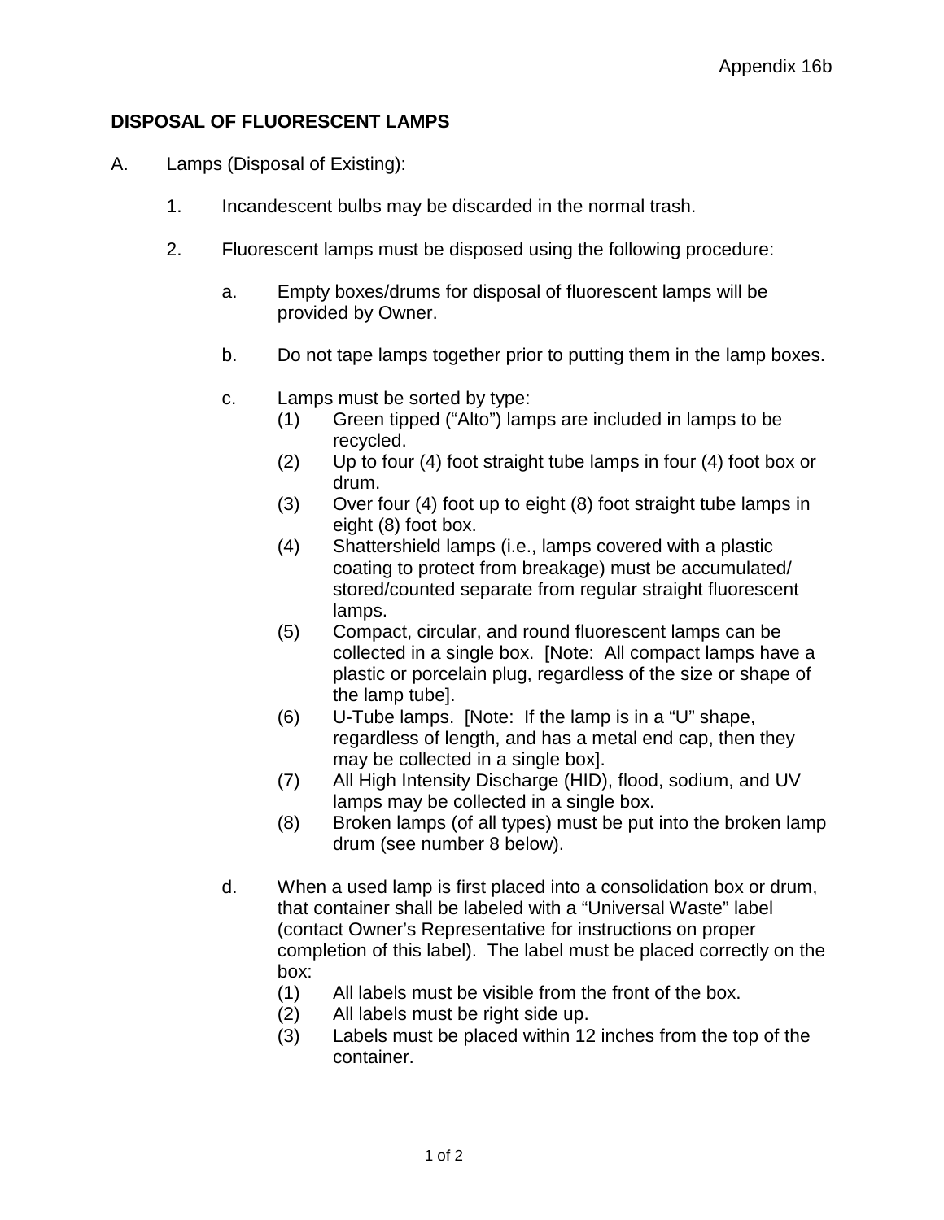Appendix 16b

## DISPOSAL OF FLUORESCENT LAMPS

A. Lamps (Disposal of Existing):

1. Incandescent bulbs may be discarded in the normal trash.

2. Fluorescent lamps must be disposed using the following procedure:

   a. Empty boxes/drums for disposal of fluorescent lamps will be provided by Owner.

   b. Do not tape lamps together prior to putting them in the lamp boxes.

   c. Lamps must be sorted by type:
      (1) Green tipped ("Alto") lamps are included in lamps to be recycled.
      (2) Up to four (4) foot straight tube lamps in four (4) foot box or drum.
      (3) Over four (4) foot up to eight (8) foot straight tube lamps in eight (8) foot box.
      (4) Shattershield lamps (i.e., lamps covered with a plastic coating to protect from breakage) must be accumulated/ stored/counted separate from regular straight fluorescent lamps.
      (5) Compact, circular, and round fluorescent lamps can be collected in a single box. [Note: All compact lamps have a plastic or porcelain plug, regardless of the size or shape of the lamp tube].
      (6) U-Tube lamps. [Note: If the lamp is in a "U" shape, regardless of length, and has a metal end cap, then they may be collected in a single box].
      (7) All High Intensity Discharge (HID), flood, sodium, and UV lamps may be collected in a single box.
      (8) Broken lamps (of all types) must be put into the broken lamp drum (see number 8 below).

   d. When a used lamp is first placed into a consolidation box or drum, that container shall be labeled with a "Universal Waste" label (contact Owner's Representative for instructions on proper completion of this label). The label must be placed correctly on the box:
      (1) All labels must be visible from the front of the box.
      (2) All labels must be right side up.
      (3) Labels must be placed within 12 inches from the top of the container.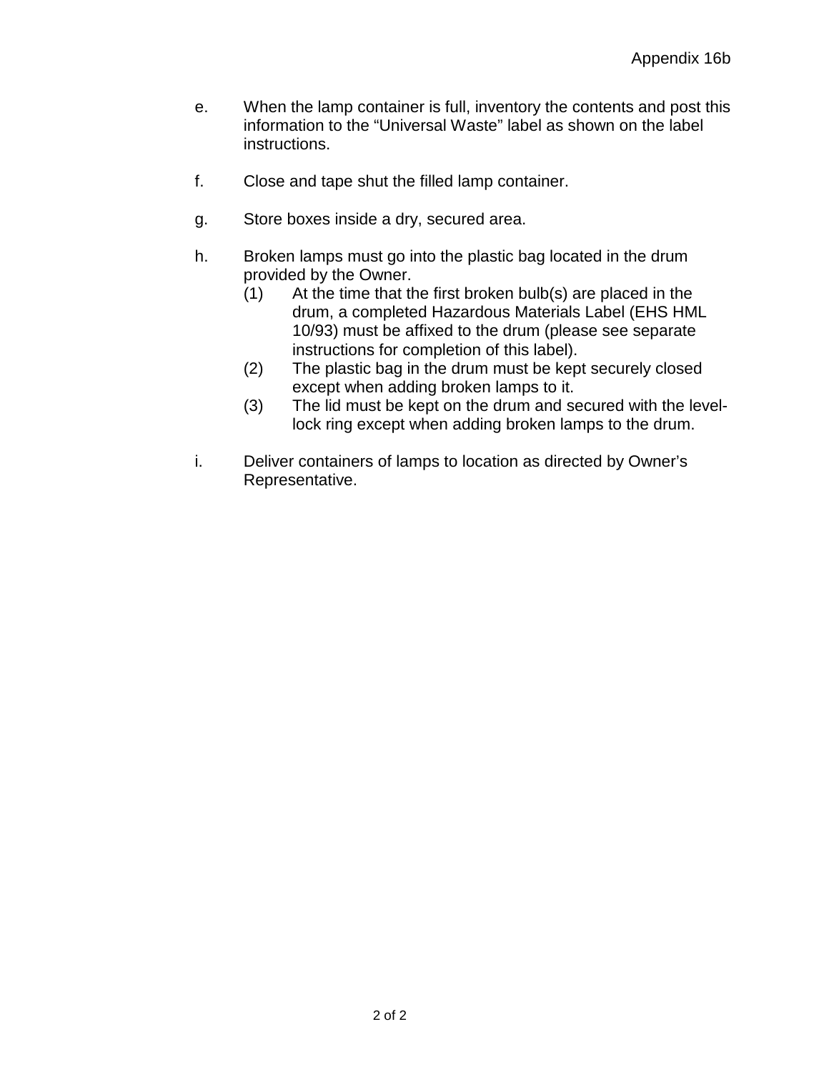e. When the lamp container is full, inventory the contents and post this information to the "Universal Waste" label as shown on the label instructions.

f. Close and tape shut the filled lamp container.

g. Store boxes inside a dry, secured area.

h. Broken lamps must go into the plastic bag located in the drum provided by the Owner.
   (1) At the time that the first broken bulb(s) are placed in the drum, a completed Hazardous Materials Label (EHS HML 10/93) must be affixed to the drum (please see separate instructions for completion of this label).
   (2) The plastic bag in the drum must be kept securely closed except when adding broken lamps to it.
   (3) The lid must be kept on the drum and secured with the level-lock ring except when adding broken lamps to the drum.

i. Deliver containers of lamps to location as directed by Owner's Representative.